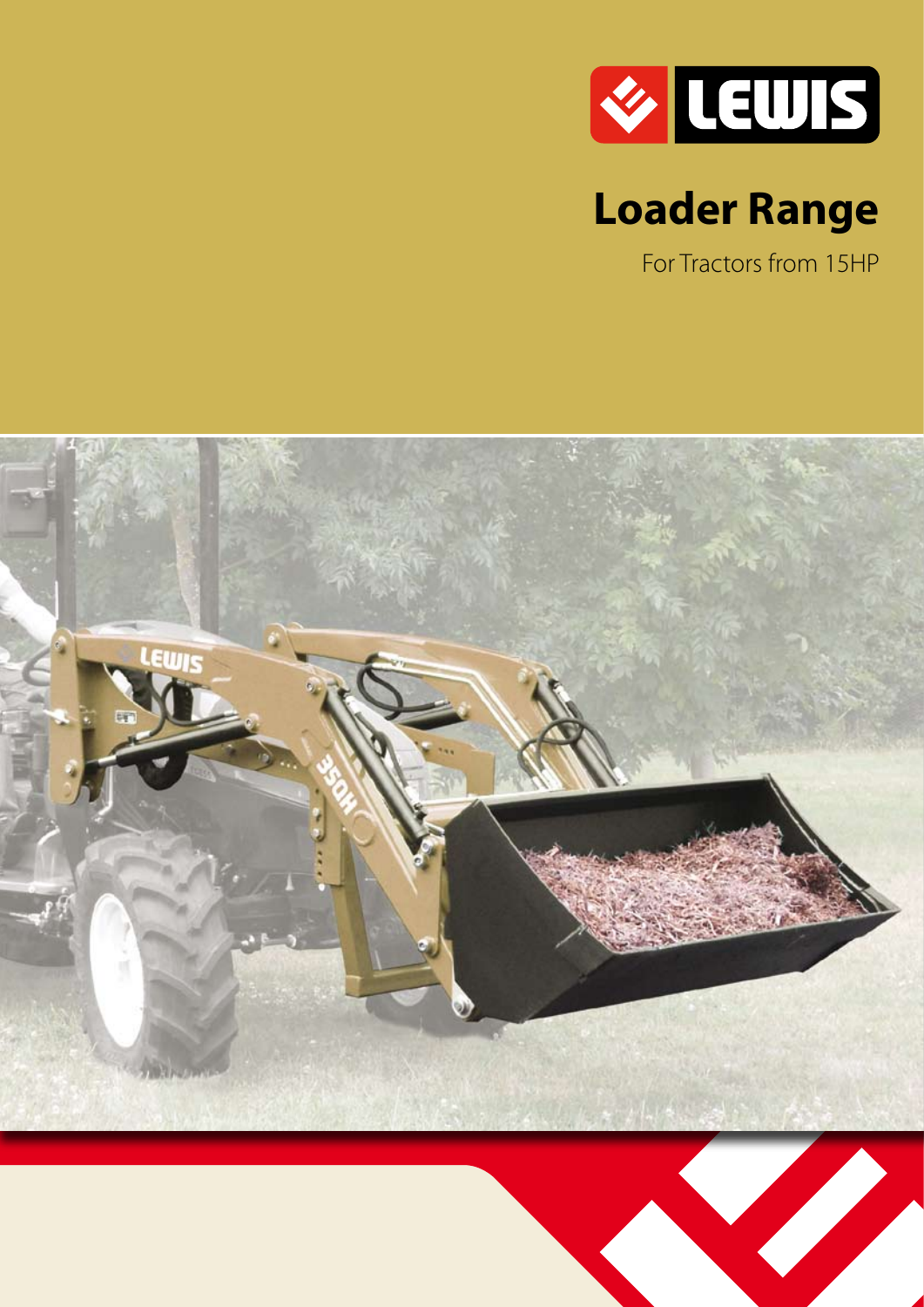LEWIS

# Loader Range

For Tractors from 15HP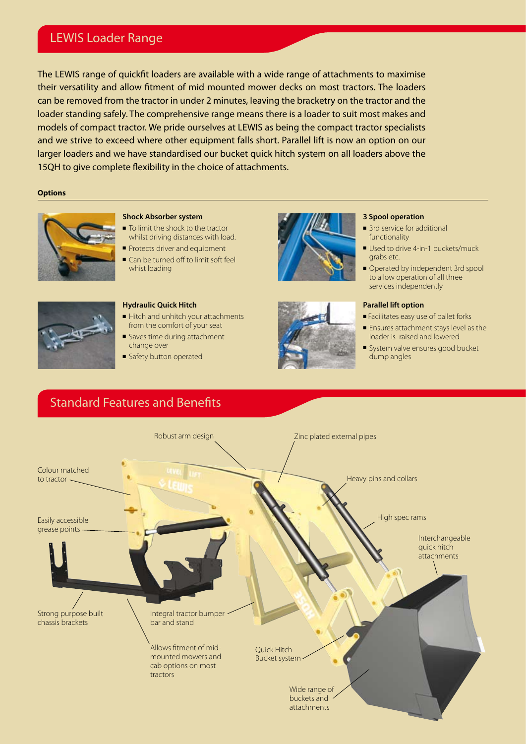## LEWIS Loader Range

The LEWIS range of quickfit loaders are available with a wide range of attachments to maximise their versatility and allow fitment of mid mounted mower decks on most tractors. The loaders can be removed from the tractor in under 2 minutes, leaving the bracketry on the tractor and the loader standing safely. The comprehensive range means there is a loader to suit most makes and models of compact tractor. We pride ourselves at LEWIS as being the compact tractor specialists and we strive to exceed where other equipment falls short. Parallel lift is now an option on our larger loaders and we have standardised our bucket quick hitch system on all loaders above the 15QH to give complete flexibility in the choice of attachments.

**Options**

**Shock Absorber system**

- To limit the shock to the tractor whilst driving distances with load.
- Protects driver and equipment
- Can be turned off to limit soft feel whilst loading

**3 Spool operation**

- 3rd service for additional functionality
- Used to drive 4-in-1 buckets/muck grabs etc.
- Operated by independent 3rd spool to allow operation of all three services independently

**Hydraulic Quick Hitch**

- Hitch and unhitch your attachments from the comfort of your seat
- Saves time during attachment change over
- Safety button operated

**Parallel lift option**

- Facilitates easy use of pallet forks
- Ensures attachment stays level as the loader is raised and lowered
- System valve ensures good bucket dump angles

## Standard Features and Benefits

Robust arm design

Zinc plated external pipes

Colour matched to tractor

Heavy pins and collars

Easily accessible grease points

High spec rams

Interchangeable quick hitch attachments

Strong purpose built chassis brackets

Integral tractor bumper bar and stand

Allows fitment of mid-mounted mowers and cab options on most tractors

Quick Hitch Bucket system

Wide range of buckets and attachments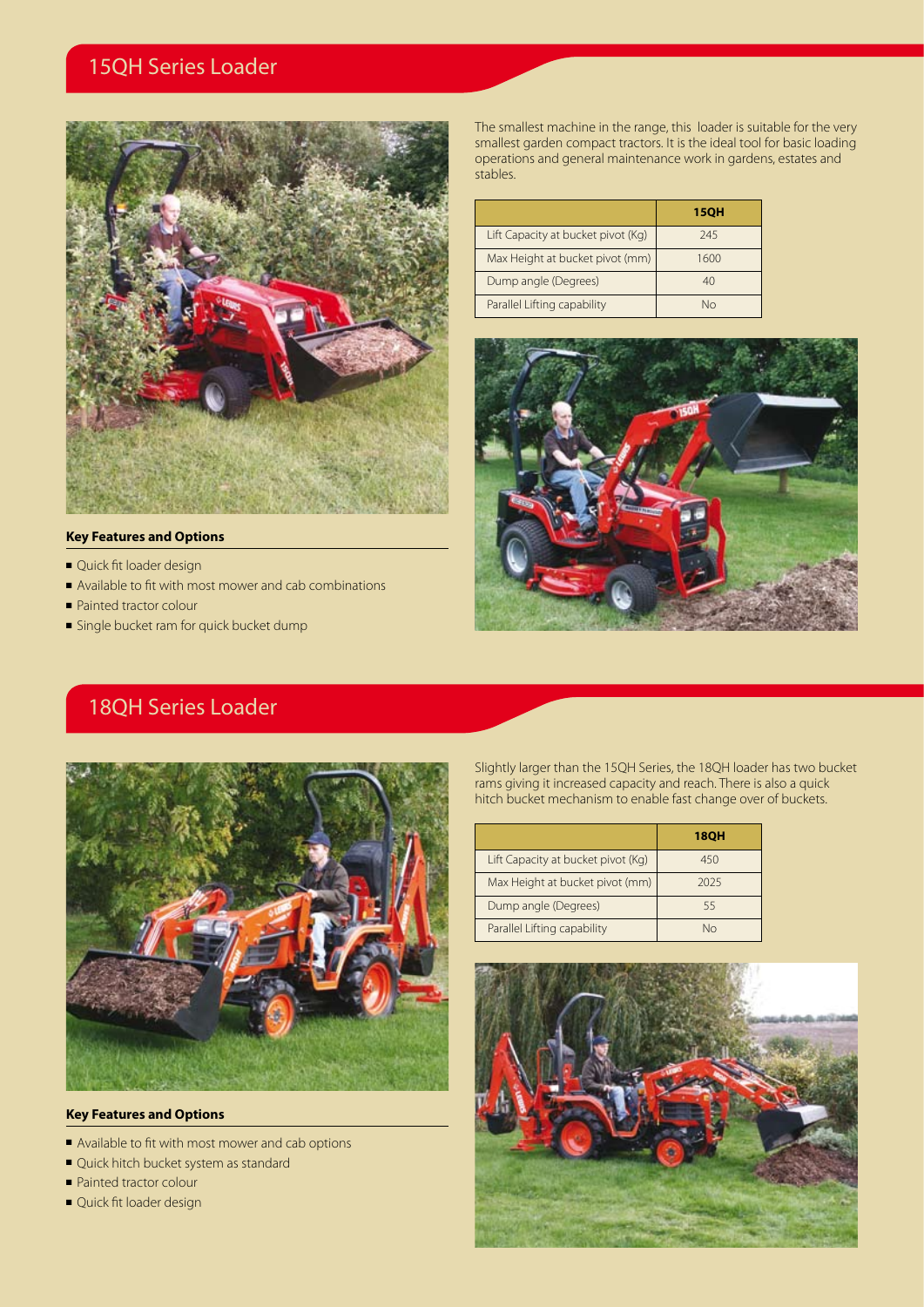## 15QH Series Loader

The smallest machine in the range, this loader is suitable for the very smallest garden compact tractors. It is the ideal tool for basic loading operations and general maintenance work in gardens, estates and stables.

| | 15QH |
|---|---|
| Lift Capacity at bucket pivot (Kg) | 245 |
| Max Height at bucket pivot (mm) | 1600 |
| Dump angle (Degrees) | 40 |
| Parallel Lifting capability | No |

**Key Features and Options**

- Quick fit loader design
- Available to fit with most mower and cab combinations
- Painted tractor colour
- Single bucket ram for quick bucket dump

## 18QH Series Loader

Slightly larger than the 15QH Series, the 18QH loader has two bucket rams giving it increased capacity and reach. There is also a quick hitch bucket mechanism to enable fast change over of buckets.

| | 18QH |
|---|---|
| Lift Capacity at bucket pivot (Kg) | 450 |
| Max Height at bucket pivot (mm) | 2025 |
| Dump angle (Degrees) | 55 |
| Parallel Lifting capability | No |

**Key Features and Options**

- Available to fit with most mower and cab options
- Quick hitch bucket system as standard
- Painted tractor colour
- Quick fit loader design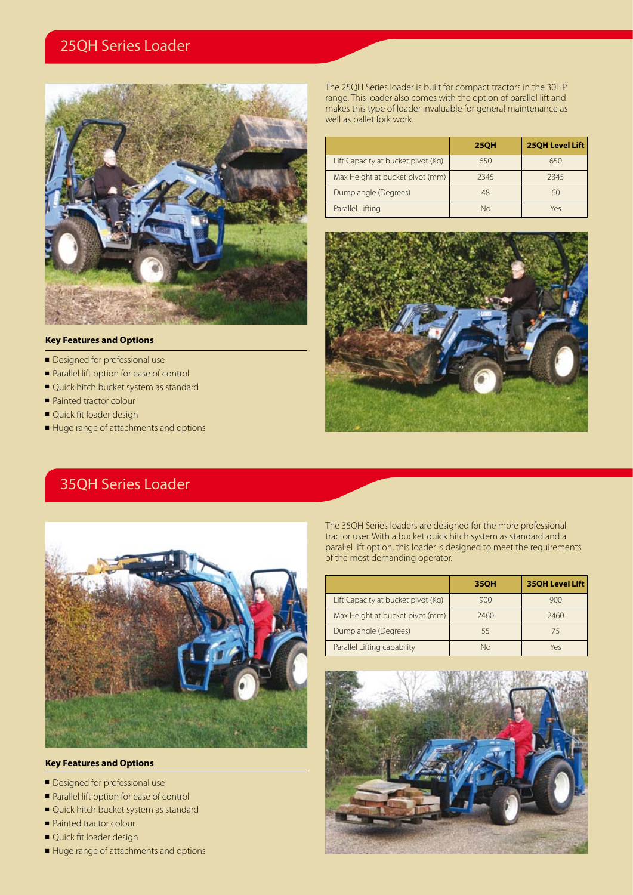## 25QH Series Loader

The 25QH Series loader is built for compact tractors in the 30HP range. This loader also comes with the option of parallel lift and makes this type of loader invaluable for general maintenance as well as pallet fork work.

| | 25QH | 25QH Level Lift |
|---|---|---|
| Lift Capacity at bucket pivot (Kg) | 650 | 650 |
| Max Height at bucket pivot (mm) | 2345 | 2345 |
| Dump angle (Degrees) | 48 | 60 |
| Parallel Lifting | No | Yes |

**Key Features and Options**

- Designed for professional use
- Parallel lift option for ease of control
- Quick hitch bucket system as standard
- Painted tractor colour
- Quick fit loader design
- Huge range of attachments and options

## 35QH Series Loader

The 35QH Series loaders are designed for the more professional tractor user. With a bucket quick hitch system as standard and a parallel lift option, this loader is designed to meet the requirements of the most demanding operator.

| | 35QH | 35QH Level Lift |
|---|---|---|
| Lift Capacity at bucket pivot (Kg) | 900 | 900 |
| Max Height at bucket pivot (mm) | 2460 | 2460 |
| Dump angle (Degrees) | 55 | 75 |
| Parallel Lifting capability | No | Yes |

**Key Features and Options**

- Designed for professional use
- Parallel lift option for ease of control
- Quick hitch bucket system as standard
- Painted tractor colour
- Quick fit loader design
- Huge range of attachments and options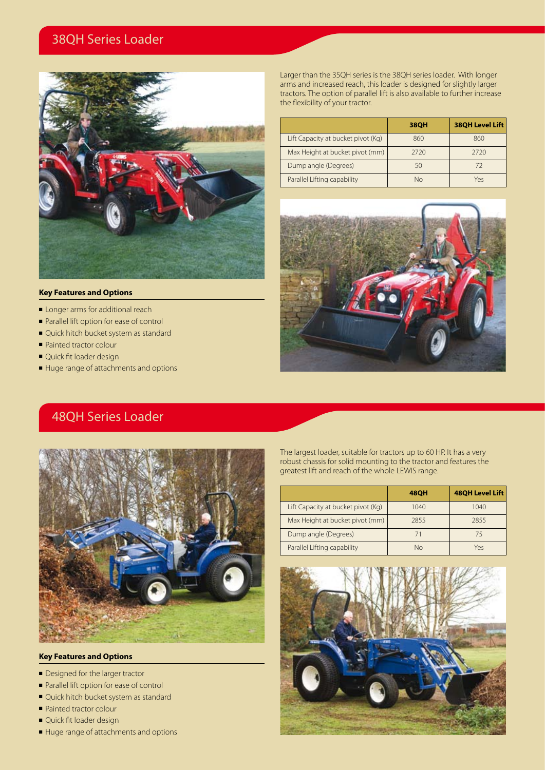## 38QH Series Loader

Larger than the 35QH series is the 38QH series loader. With longer arms and increased reach, this loader is designed for slightly larger tractors. The option of parallel lift is also available to further increase the flexibility of your tractor.

| | 38QH | 38QH Level Lift |
|---|---|---|
| Lift Capacity at bucket pivot (Kg) | 860 | 860 |
| Max Height at bucket pivot (mm) | 2720 | 2720 |
| Dump angle (Degrees) | 50 | 72 |
| Parallel Lifting capability | No | Yes |

**Key Features and Options**

- Longer arms for additional reach
- Parallel lift option for ease of control
- Quick hitch bucket system as standard
- Painted tractor colour
- Quick fit loader design
- Huge range of attachments and options

## 48QH Series Loader

The largest loader, suitable for tractors up to 60 HP. It has a very robust chassis for solid mounting to the tractor and features the greatest lift and reach of the whole LEWIS range.

| | 48QH | 48QH Level Lift |
|---|---|---|
| Lift Capacity at bucket pivot (Kg) | 1040 | 1040 |
| Max Height at bucket pivot (mm) | 2855 | 2855 |
| Dump angle (Degrees) | 71 | 75 |
| Parallel Lifting capability | No | Yes |

**Key Features and Options**

- Designed for the larger tractor
- Parallel lift option for ease of control
- Quick hitch bucket system as standard
- Painted tractor colour
- Quick fit loader design
- Huge range of attachments and options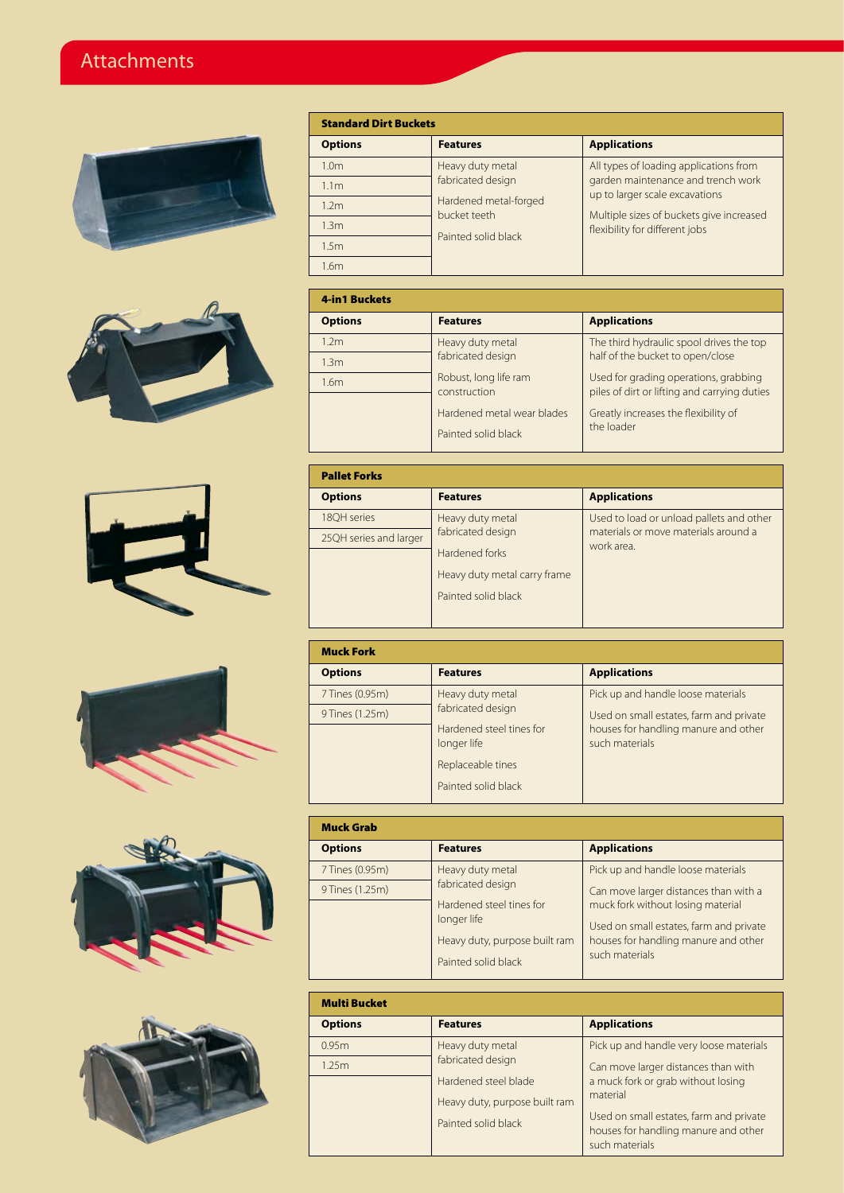# Attachments

**Standard Dirt Buckets**

| Options | Features | Applications |
|---|---|---|
| 1.0m | Heavy duty metal fabricated design | All types of loading applications from garden maintenance and trench work up to larger scale excavations |
| 1.1m | Hardened metal-forged bucket teeth | Multiple sizes of buckets give increased flexibility for different jobs |
| 1.2m | Painted solid black | |
| 1.3m | | |
| 1.5m | | |
| 1.6m | | |

**4-in1 Buckets**

| Options | Features | Applications |
|---|---|---|
| 1.2m | Heavy duty metal fabricated design | The third hydraulic spool drives the top half of the bucket to open/close |
| 1.3m | Robust, long life ram construction | Used for grading operations, grabbing piles of dirt or lifting and carrying duties |
| 1.6m | Hardened metal wear blades | Greatly increases the flexibility of the loader |
| | Painted solid black | |

**Pallet Forks**

| Options | Features | Applications |
|---|---|---|
| 18QH series | Heavy duty metal fabricated design | Used to load or unload pallets and other materials or move materials around a work area. |
| 25QH series and larger | Hardened forks | |
| | Heavy duty metal carry frame | |
| | Painted solid black | |

**Muck Fork**

| Options | Features | Applications |
|---|---|---|
| 7 Tines (0.95m) | Heavy duty metal fabricated design | Pick up and handle loose materials |
| 9 Tines (1.25m) | Hardened steel tines for longer life | Used on small estates, farm and private houses for handling manure and other such materials |
| | Replaceable tines | |
| | Painted solid black | |

**Muck Grab**

| Options | Features | Applications |
|---|---|---|
| 7 Tines (0.95m) | Heavy duty metal fabricated design | Pick up and handle loose materials |
| 9 Tines (1.25m) | Hardened steel tines for longer life | Can move larger distances than with a muck fork without losing material |
| | Heavy duty, purpose built ram | Used on small estates, farm and private houses for handling manure and other such materials |
| | Painted solid black | |

**Multi Bucket**

| Options | Features | Applications |
|---|---|---|
| 0.95m | Heavy duty metal fabricated design | Pick up and handle very loose materials |
| 1.25m | Hardened steel blade | Can move larger distances than with a muck fork or grab without losing material |
| | Heavy duty, purpose built ram | Used on small estates, farm and private houses for handling manure and other such materials |
| | Painted solid black | |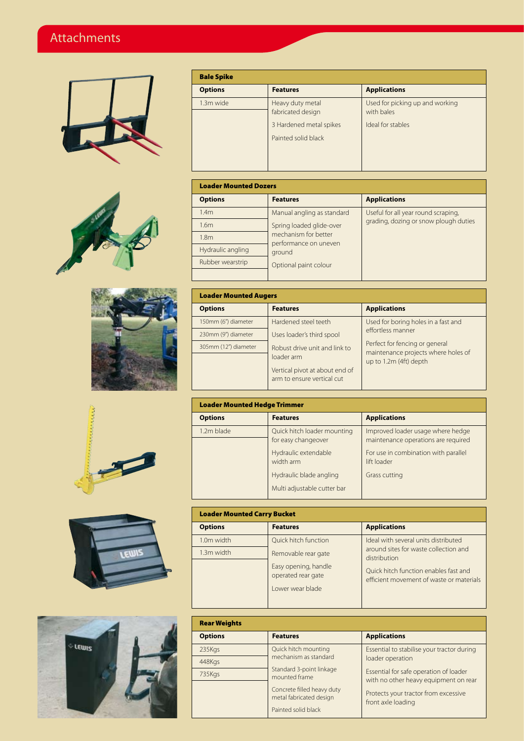# Attachments

**Bale Spike**

| Options | Features | Applications |
|---|---|---|
| 1.3m wide | Heavy duty metal fabricated design | Used for picking up and working with bales |
| | 3 Hardened metal spikes | Ideal for stables |
| | Painted solid black | |

**Loader Mounted Dozers**

| Options | Features | Applications |
|---|---|---|
| 1.4m | Manual angling as standard | Useful for all year round scraping, grading, dozing or snow plough duties |
| 1.6m | Spring loaded glide-over mechanism for better performance on uneven ground | |
| 1.8m | | |
| Hydraulic angling | | |
| Rubber wearstrip | Optional paint colour | |

**Loader Mounted Augers**

| Options | Features | Applications |
|---|---|---|
| 150mm (6") diameter | Hardened steel teeth | Used for boring holes in a fast and effortless manner |
| 230mm (9") diameter | Uses loader's third spool | |
| 305mm (12") diameter | Robust drive unit and link to loader arm | Perfect for fencing or general maintenance projects where holes of up to 1.2m (4ft) depth |
| | Vertical pivot at about end of arm to ensure vertical cut | |

**Loader Mounted Hedge Trimmer**

| Options | Features | Applications |
|---|---|---|
| 1.2m blade | Quick hitch loader mounting for easy changeover | Improved loader usage where hedge maintenance operations are required |
| | Hydraulic extendable width arm | For use in combination with parallel lift loader |
| | Hydraulic blade angling | Grass cutting |
| | Multi adjustable cutter bar | |

**Loader Mounted Carry Bucket**

| Options | Features | Applications |
|---|---|---|
| 1.0m width | Quick hitch function | Ideal with several units distributed around sites for waste collection and distribution |
| 1.3m width | Removable rear gate | |
| | Easy opening, handle operated rear gate | Quick hitch function enables fast and efficient movement of waste or materials |
| | Lower wear blade | |

**Rear Weights**

| Options | Features | Applications |
|---|---|---|
| 235Kgs | Quick hitch mounting mechanism as standard | Essential to stabilise your tractor during loader operation |
| 448Kgs | | |
| 735Kgs | Standard 3-point linkage mounted frame | Essential for safe operation of loader with no other heavy equipment on rear |
| | Concrete filled heavy duty metal fabricated design | Protects your tractor from excessive front axle loading |
| | Painted solid black | |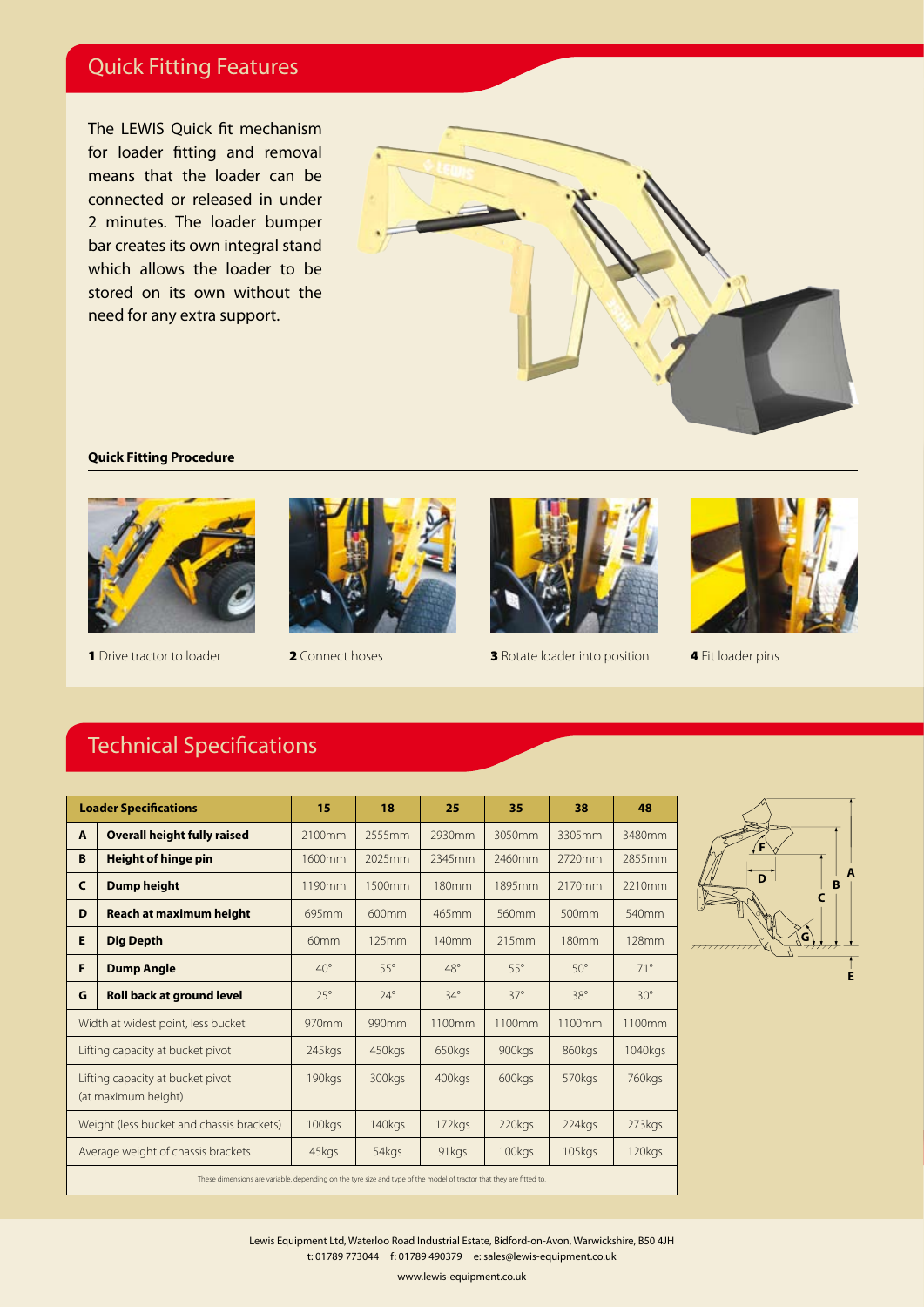## Quick Fitting Features

The LEWIS Quick fit mechanism for loader fitting and removal means that the loader can be connected or released in under 2 minutes. The loader bumper bar creates its own integral stand which allows the loader to be stored on its own without the need for any extra support.

**Quick Fitting Procedure**

**1** Drive tractor to loader

**2** Connect hoses

**3** Rotate loader into position

**4** Fit loader pins

## Technical Specifications

| Loader Specifications | | 15 | 18 | 25 | 35 | 38 | 48 |
|---|---|---|---|---|---|---|---|
| A | Overall height fully raised | 2100mm | 2555mm | 2930mm | 3050mm | 3305mm | 3480mm |
| B | Height of hinge pin | 1600mm | 2025mm | 2345mm | 2460mm | 2720mm | 2855mm |
| C | Dump height | 1190mm | 1500mm | 180mm | 1895mm | 2170mm | 2210mm |
| D | Reach at maximum height | 695mm | 600mm | 465mm | 560mm | 500mm | 540mm |
| E | Dig Depth | 60mm | 125mm | 140mm | 215mm | 180mm | 128mm |
| F | Dump Angle | 40° | 55° | 48° | 55° | 50° | 71° |
| G | Roll back at ground level | 25° | 24° | 34° | 37° | 38° | 30° |
| Width at widest point, less bucket | | 970mm | 990mm | 1100mm | 1100mm | 1100mm | 1100mm |
| Lifting capacity at bucket pivot | | 245kgs | 450kgs | 650kgs | 900kgs | 860kgs | 1040kgs |
| Lifting capacity at bucket pivot (at maximum height) | | 190kgs | 300kgs | 400kgs | 600kgs | 570kgs | 760kgs |
| Weight (less bucket and chassis brackets) | | 100kgs | 140kgs | 172kgs | 220kgs | 224kgs | 273kgs |
| Average weight of chassis brackets | | 45kgs | 54kgs | 91kgs | 100kgs | 105kgs | 120kgs |

These dimensions are variable, depending on the tyre size and type of the model of tractor that they are fitted to.

F
D
A
B
C
G
E

Lewis Equipment Ltd, Waterloo Road Industrial Estate, Bidford-on-Avon, Warwickshire, B50 4JH
t: 01789 773044 f: 01789 490379 e: sales@lewis-equipment.co.uk
www.lewis-equipment.co.uk